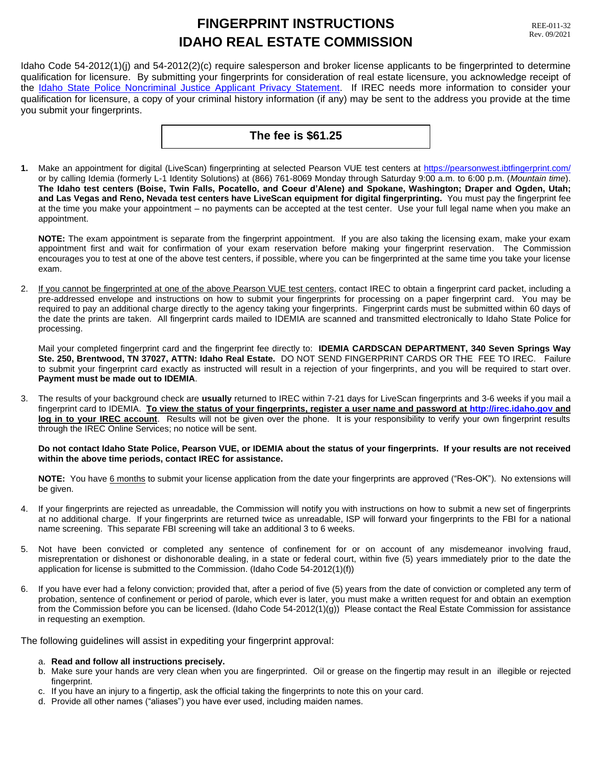# FINGERPRINT INSTRUCTIONS
# IDAHO REAL ESTATE COMMISSION

REE-011-32
Rev. 09/2021

Idaho Code 54-2012(1)(j) and 54-2012(2)(c) require salesperson and broker license applicants to be fingerprinted to determine qualification for licensure. By submitting your fingerprints for consideration of real estate licensure, you acknowledge receipt of the Idaho State Police Noncriminal Justice Applicant Privacy Statement. If IREC needs more information to consider your qualification for licensure, a copy of your criminal history information (if any) may be sent to the address you provide at the time you submit your fingerprints.

**The fee is $61.25**

1. Make an appointment for digital (LiveScan) fingerprinting at selected Pearson VUE test centers at https://pearsonwest.ibtfingerprint.com/ or by calling Idemia (formerly L-1 Identity Solutions) at (866) 761-8069 Monday through Saturday 9:00 a.m. to 6:00 p.m. (*Mountain time*). **The Idaho test centers (Boise, Twin Falls, Pocatello, and Coeur d'Alene) and Spokane, Washington; Draper and Ogden, Utah; and Las Vegas and Reno, Nevada test centers have LiveScan equipment for digital fingerprinting.** You must pay the fingerprint fee at the time you make your appointment – no payments can be accepted at the test center. Use your full legal name when you make an appointment.

   **NOTE:** The exam appointment is separate from the fingerprint appointment. If you are also taking the licensing exam, make your exam appointment first and wait for confirmation of your exam reservation before making your fingerprint reservation. The Commission encourages you to test at one of the above test centers, if possible, where you can be fingerprinted at the same time you take your license exam.

2. If you cannot be fingerprinted at one of the above Pearson VUE test centers, contact IREC to obtain a fingerprint card packet, including a pre-addressed envelope and instructions on how to submit your fingerprints for processing on a paper fingerprint card. You may be required to pay an additional charge directly to the agency taking your fingerprints. Fingerprint cards must be submitted within 60 days of the date the prints are taken. All fingerprint cards mailed to IDEMIA are scanned and transmitted electronically to Idaho State Police for processing.

   Mail your completed fingerprint card and the fingerprint fee directly to: **IDEMIA CARDSCAN DEPARTMENT, 340 Seven Springs Way Ste. 250, Brentwood, TN 37027, ATTN: Idaho Real Estate.** DO NOT SEND FINGERPRINT CARDS OR THE FEE TO IREC. Failure to submit your fingerprint card exactly as instructed will result in a rejection of your fingerprints, and you will be required to start over. **Payment must be made out to IDEMIA**.

3. The results of your background check are **usually** returned to IREC within 7-21 days for LiveScan fingerprints and 3-6 weeks if you mail a fingerprint card to IDEMIA. **To view the status of your fingerprints, register a user name and password at http://irec.idaho.gov and log in to your IREC account**. Results will not be given over the phone. It is your responsibility to verify your own fingerprint results through the IREC Online Services; no notice will be sent.

   **Do not contact Idaho State Police, Pearson VUE, or IDEMIA about the status of your fingerprints. If your results are not received within the above time periods, contact IREC for assistance.**

   **NOTE:** You have 6 months to submit your license application from the date your fingerprints are approved ("Res-OK"). No extensions will be given.

4. If your fingerprints are rejected as unreadable, the Commission will notify you with instructions on how to submit a new set of fingerprints at no additional charge. If your fingerprints are returned twice as unreadable, ISP will forward your fingerprints to the FBI for a national name screening. This separate FBI screening will take an additional 3 to 6 weeks.

5. Not have been convicted or completed any sentence of confinement for or on account of any misdemeanor involving fraud, misreprentation or dishonest or dishonorable dealing, in a state or federal court, within five (5) years immediately prior to the date the application for license is submitted to the Commission. (Idaho Code 54-2012(1)(f))

6. If you have ever had a felony conviction; provided that, after a period of five (5) years from the date of conviction or completed any term of probation, sentence of confinement or period of parole, which ever is later, you must make a written request for and obtain an exemption from the Commission before you can be licensed. (Idaho Code 54-2012(1)(g)) Please contact the Real Estate Commission for assistance in requesting an exemption.

The following guidelines will assist in expediting your fingerprint approval:

a. **Read and follow all instructions precisely.**
b. Make sure your hands are very clean when you are fingerprinted. Oil or grease on the fingertip may result in an illegible or rejected fingerprint.
c. If you have an injury to a fingertip, ask the official taking the fingerprints to note this on your card.
d. Provide all other names ("aliases") you have ever used, including maiden names.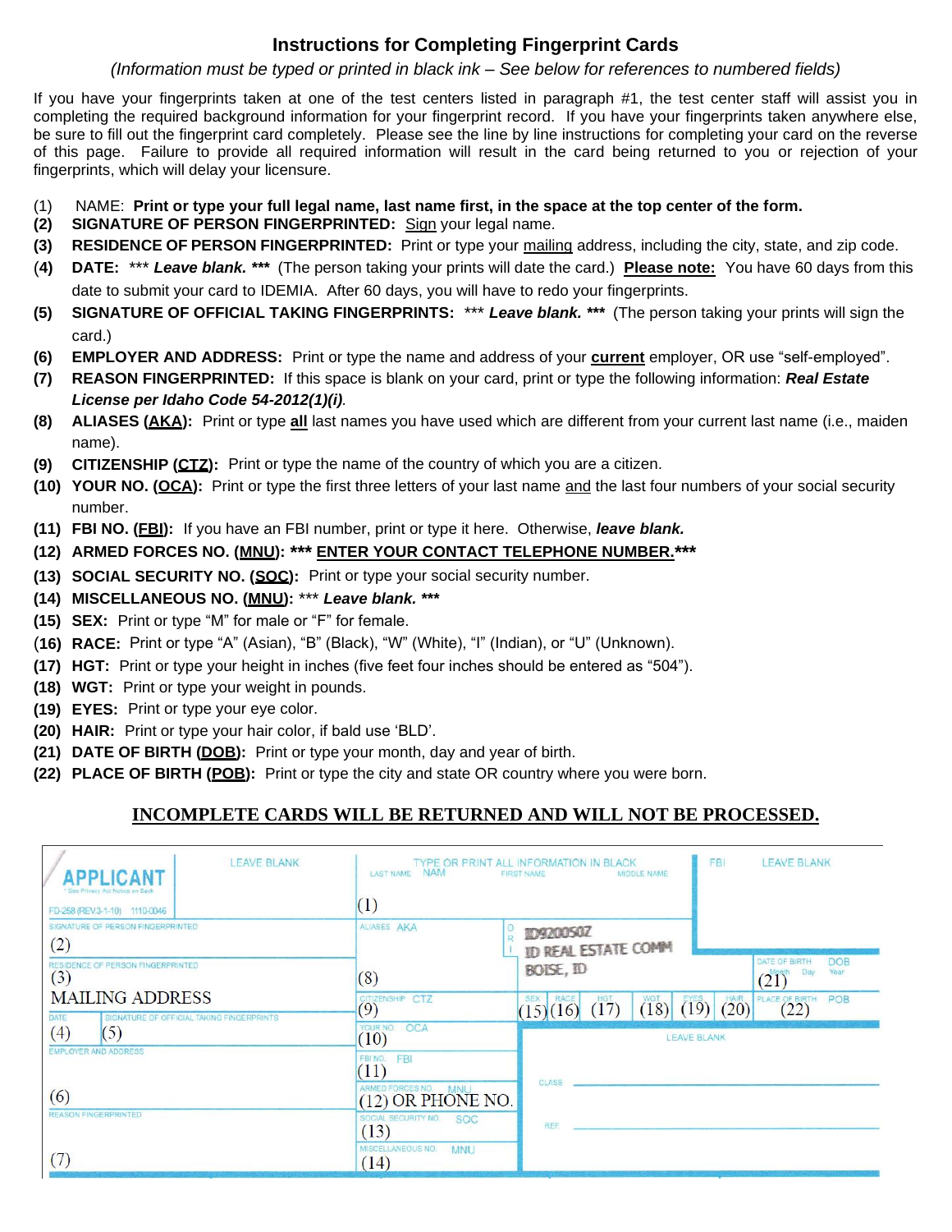# Instructions for Completing Fingerprint Cards

*(Information must be typed or printed in black ink – See below for references to numbered fields)*

If you have your fingerprints taken at one of the test centers listed in paragraph #1, the test center staff will assist you in completing the required background information for your fingerprint record. If you have your fingerprints taken anywhere else, be sure to fill out the fingerprint card completely. Please see the line by line instructions for completing your card on the reverse of this page. Failure to provide all required information will result in the card being returned to you or rejection of your fingerprints, which will delay your licensure.

(1) NAME: **Print or type your full legal name, last name first, in the space at the top center of the form.**

**(2) SIGNATURE OF PERSON FINGERPRINTED:** Sign your legal name.

**(3) RESIDENCE OF PERSON FINGERPRINTED:** Print or type your mailing address, including the city, state, and zip code.

**(4) DATE:** *** ***Leave blank.*** *** (The person taking your prints will date the card.) **Please note:** You have 60 days from this date to submit your card to IDEMIA. After 60 days, you will have to redo your fingerprints.

**(5) SIGNATURE OF OFFICIAL TAKING FINGERPRINTS:** *** ***Leave blank.*** *** (The person taking your prints will sign the card.)

**(6) EMPLOYER AND ADDRESS:** Print or type the name and address of your **current** employer, OR use "self-employed".

**(7) REASON FINGERPRINTED:** If this space is blank on your card, print or type the following information: ***Real Estate License per Idaho Code 54-2012(1)(i)***.

**(8) ALIASES (AKA):** Print or type **all** last names you have used which are different from your current last name (i.e., maiden name).

**(9) CITIZENSHIP (CTZ):** Print or type the name of the country of which you are a citizen.

**(10) YOUR NO. (OCA):** Print or type the first three letters of your last name and the last four numbers of your social security number.

**(11) FBI NO. (FBI):** If you have an FBI number, print or type it here. Otherwise, ***leave blank.***

**(12) ARMED FORCES NO. (MNU): *** ENTER YOUR CONTACT TELEPHONE NUMBER.*****

**(13) SOCIAL SECURITY NO. (SOC):** Print or type your social security number.

**(14) MISCELLANEOUS NO. (MNU):** *** ***Leave blank.*** ***

**(15) SEX:** Print or type "M" for male or "F" for female.

**(16) RACE:** Print or type "A" (Asian), "B" (Black), "W" (White), "I" (Indian), or "U" (Unknown).

**(17) HGT:** Print or type your height in inches (five feet four inches should be entered as "504").

**(18) WGT:** Print or type your weight in pounds.

**(19) EYES:** Print or type your eye color.

**(20) HAIR:** Print or type your hair color, if bald use 'BLD'.

**(21) DATE OF BIRTH (DOB):** Print or type your month, day and year of birth.

**(22) PLACE OF BIRTH (POB):** Print or type the city and state OR country where you were born.

**INCOMPLETE CARDS WILL BE RETURNED AND WILL NOT BE PROCESSED.**

APPLICANT
† See Privacy Act Notice on Back
FD-258 (REV.3-1-10) 1110-0046
LEAVE BLANK
SIGNATURE OF PERSON FINGERPRINTED (2)
RESIDENCE OF PERSON FINGERPRINTED (3)
MAILING ADDRESS
DATE (4) SIGNATURE OF OFFICIAL TAKING FINGERPRINTS (5)
EMPLOYER AND ADDRESS (6)
REASON FINGERPRINTED (7)
TYPE OR PRINT ALL INFORMATION IN BLACK
LAST NAME NAM FIRST NAME MIDDLE NAME (1)
ALIASES AKA (8)
ORI ID9200507Z ID REAL ESTATE COMM BOISE, ID
CITIZENSHIP CTZ (9)
YOUR NO. OCA (10)
FBI NO. FBI (11)
ARMED FORCES NO. MNU (12) OR PHONE NO.
SOCIAL SECURITY NO. SOC (13)
MISCELLANEOUS NO. MNU (14)
SEX (15) RACE (16) HGT (17) WGT (18) EYES (19) HAIR (20)
FBI
LEAVE BLANK
DATE OF BIRTH DOB Month Day Year (21)
PLACE OF BIRTH POB (22)
LEAVE BLANK
CLASS
REF.